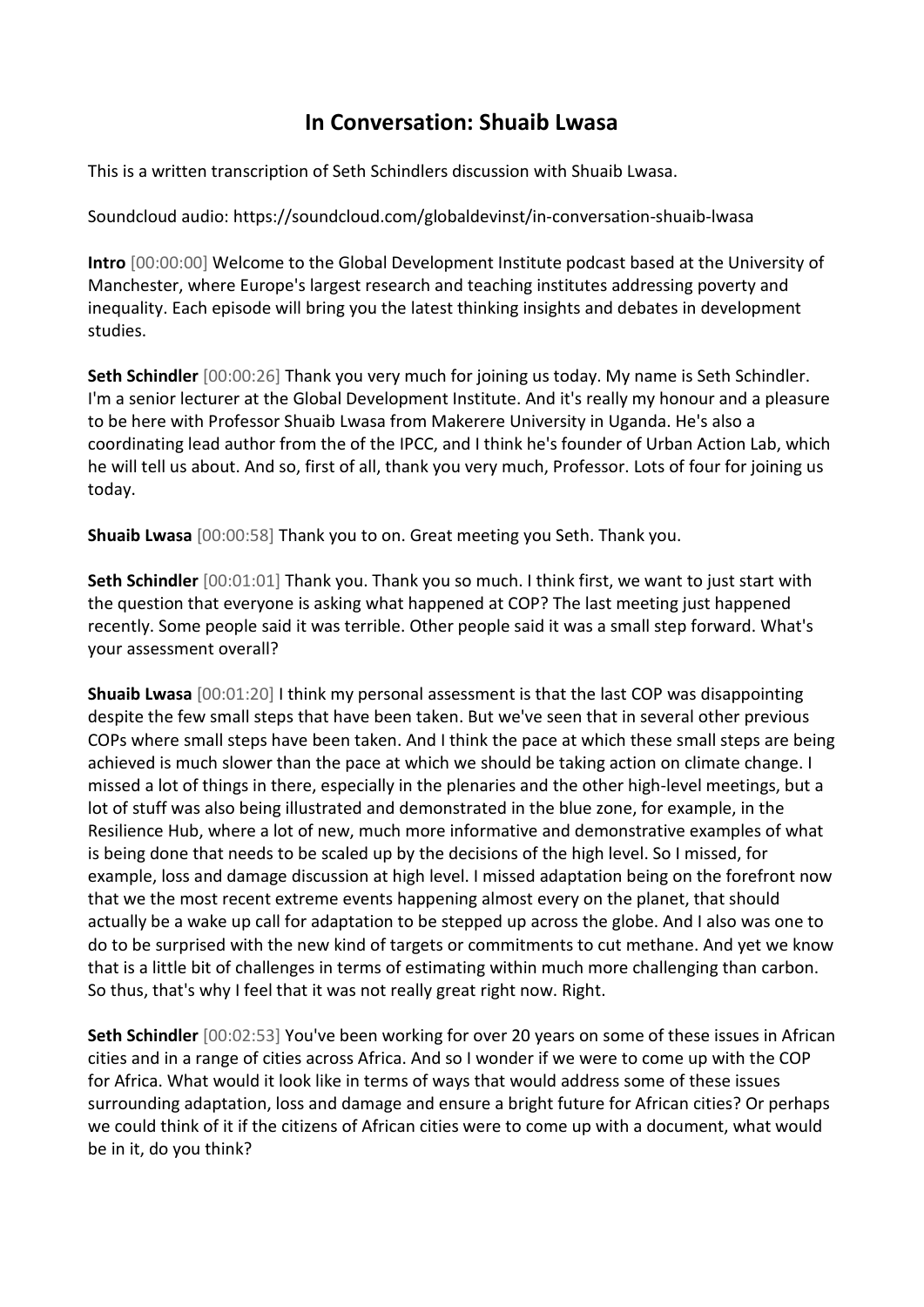# In Conversation: Shuaib Lwasa

This is a written transcription of Seth Schindlers discussion with Shuaib Lwasa.

Soundcloud audio: https://soundcloud.com/globaldevinst/in-conversation-shuaib-lwasa

**Intro** [00:00:00] Welcome to the Global Development Institute podcast based at the University of Manchester, where Europe's largest research and teaching institutes addressing poverty and inequality. Each episode will bring you the latest thinking insights and debates in development studies.

**Seth Schindler** [00:00:26] Thank you very much for joining us today. My name is Seth Schindler. I'm a senior lecturer at the Global Development Institute. And it's really my honour and a pleasure to be here with Professor Shuaib Lwasa from Makerere University in Uganda. He's also a coordinating lead author from the of the IPCC, and I think he's founder of Urban Action Lab, which he will tell us about. And so, first of all, thank you very much, Professor. Lots of four for joining us today.

**Shuaib Lwasa** [00:00:58] Thank you to on. Great meeting you Seth. Thank you.

**Seth Schindler** [00:01:01] Thank you. Thank you so much. I think first, we want to just start with the question that everyone is asking what happened at COP? The last meeting just happened recently. Some people said it was terrible. Other people said it was a small step forward. What's your assessment overall?

**Shuaib Lwasa** [00:01:20] I think my personal assessment is that the last COP was disappointing despite the few small steps that have been taken. But we've seen that in several other previous COPs where small steps have been taken. And I think the pace at which these small steps are being achieved is much slower than the pace at which we should be taking action on climate change. I missed a lot of things in there, especially in the plenaries and the other high-level meetings, but a lot of stuff was also being illustrated and demonstrated in the blue zone, for example, in the Resilience Hub, where a lot of new, much more informative and demonstrative examples of what is being done that needs to be scaled up by the decisions of the high level. So I missed, for example, loss and damage discussion at high level. I missed adaptation being on the forefront now that we the most recent extreme events happening almost every on the planet, that should actually be a wake up call for adaptation to be stepped up across the globe. And I also was one to do to be surprised with the new kind of targets or commitments to cut methane. And yet we know that is a little bit of challenges in terms of estimating within much more challenging than carbon. So thus, that's why I feel that it was not really great right now. Right.

**Seth Schindler** [00:02:53] You've been working for over 20 years on some of these issues in African cities and in a range of cities across Africa. And so I wonder if we were to come up with the COP for Africa. What would it look like in terms of ways that would address some of these issues surrounding adaptation, loss and damage and ensure a bright future for African cities? Or perhaps we could think of it if the citizens of African cities were to come up with a document, what would be in it, do you think?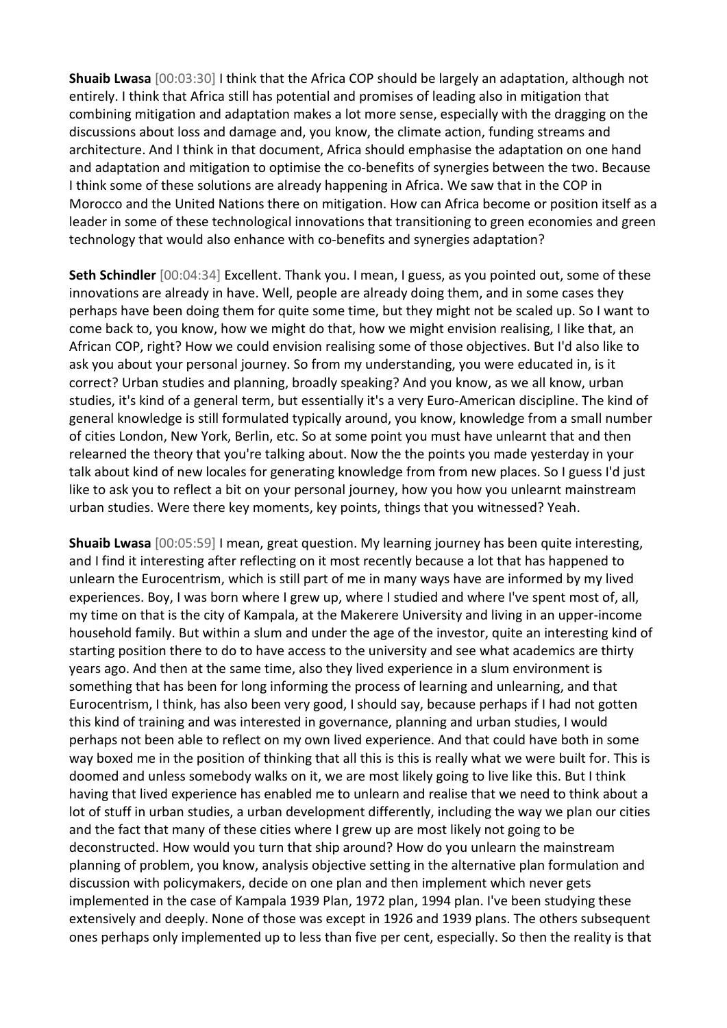**Shuaib Lwasa** [00:03:30] I think that the Africa COP should be largely an adaptation, although not entirely. I think that Africa still has potential and promises of leading also in mitigation that combining mitigation and adaptation makes a lot more sense, especially with the dragging on the discussions about loss and damage and, you know, the climate action, funding streams and architecture. And I think in that document, Africa should emphasise the adaptation on one hand and adaptation and mitigation to optimise the co-benefits of synergies between the two. Because I think some of these solutions are already happening in Africa. We saw that in the COP in Morocco and the United Nations there on mitigation. How can Africa become or position itself as a leader in some of these technological innovations that transitioning to green economies and green technology that would also enhance with co-benefits and synergies adaptation?

**Seth Schindler** [00:04:34] Excellent. Thank you. I mean, I guess, as you pointed out, some of these innovations are already in have. Well, people are already doing them, and in some cases they perhaps have been doing them for quite some time, but they might not be scaled up. So I want to come back to, you know, how we might do that, how we might envision realising, I like that, an African COP, right? How we could envision realising some of those objectives. But I'd also like to ask you about your personal journey. So from my understanding, you were educated in, is it correct? Urban studies and planning, broadly speaking? And you know, as we all know, urban studies, it's kind of a general term, but essentially it's a very Euro-American discipline. The kind of general knowledge is still formulated typically around, you know, knowledge from a small number of cities London, New York, Berlin, etc. So at some point you must have unlearnt that and then relearned the theory that you're talking about. Now the the points you made yesterday in your talk about kind of new locales for generating knowledge from from new places. So I guess I'd just like to ask you to reflect a bit on your personal journey, how you how you unlearnt mainstream urban studies. Were there key moments, key points, things that you witnessed? Yeah.

**Shuaib Lwasa** [00:05:59] I mean, great question. My learning journey has been quite interesting, and I find it interesting after reflecting on it most recently because a lot that has happened to unlearn the Eurocentrism, which is still part of me in many ways have are informed by my lived experiences. Boy, I was born where I grew up, where I studied and where I've spent most of, all, my time on that is the city of Kampala, at the Makerere University and living in an upper-income household family. But within a slum and under the age of the investor, quite an interesting kind of starting position there to do to have access to the university and see what academics are thirty years ago. And then at the same time, also they lived experience in a slum environment is something that has been for long informing the process of learning and unlearning, and that Eurocentrism, I think, has also been very good, I should say, because perhaps if I had not gotten this kind of training and was interested in governance, planning and urban studies, I would perhaps not been able to reflect on my own lived experience. And that could have both in some way boxed me in the position of thinking that all this is this is really what we were built for. This is doomed and unless somebody walks on it, we are most likely going to live like this. But I think having that lived experience has enabled me to unlearn and realise that we need to think about a lot of stuff in urban studies, a urban development differently, including the way we plan our cities and the fact that many of these cities where I grew up are most likely not going to be deconstructed. How would you turn that ship around? How do you unlearn the mainstream planning of problem, you know, analysis objective setting in the alternative plan formulation and discussion with policymakers, decide on one plan and then implement which never gets implemented in the case of Kampala 1939 Plan, 1972 plan, 1994 plan. I've been studying these extensively and deeply. None of those was except in 1926 and 1939 plans. The others subsequent ones perhaps only implemented up to less than five per cent, especially. So then the reality is that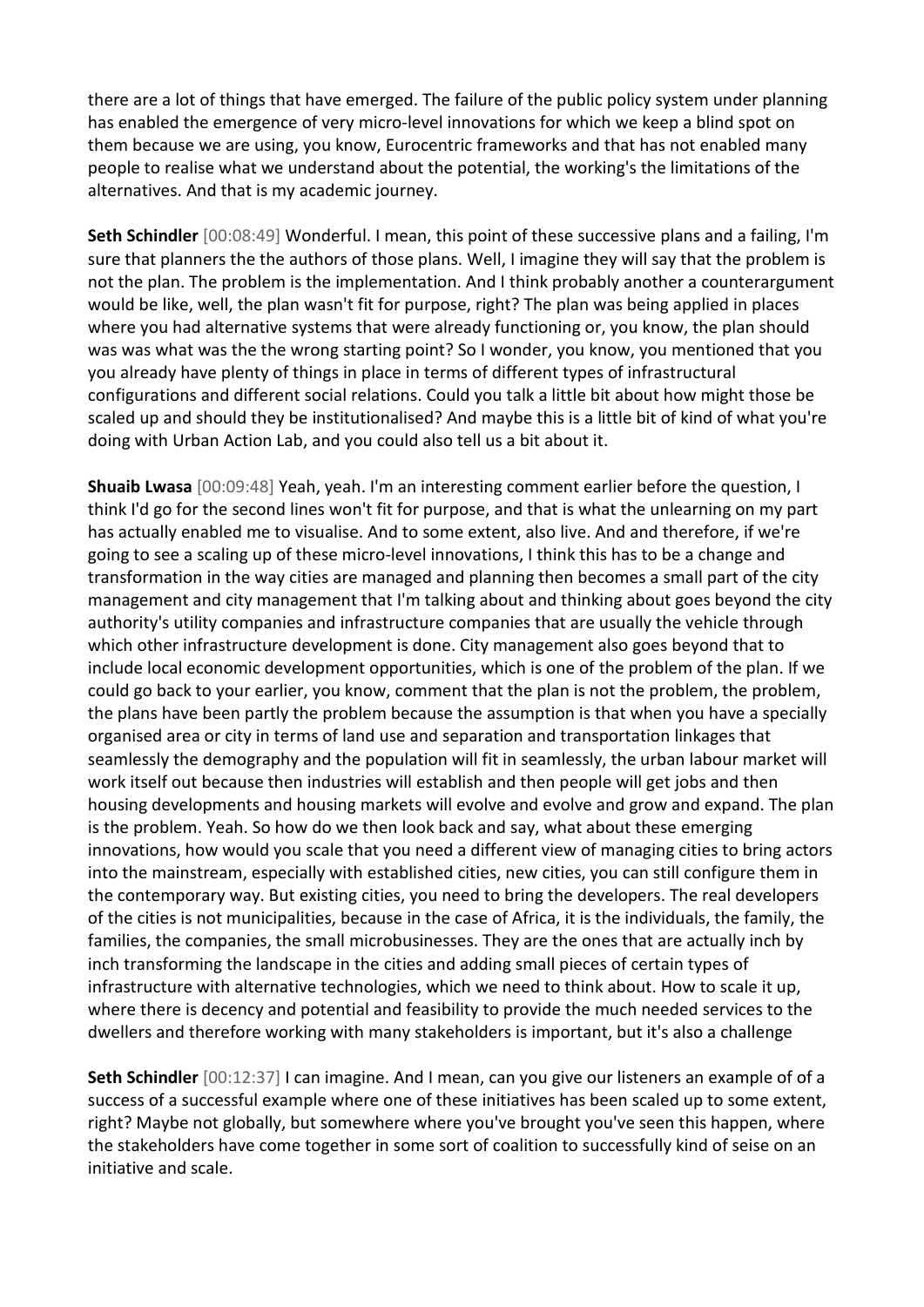there are a lot of things that have emerged. The failure of the public policy system under planning has enabled the emergence of very micro-level innovations for which we keep a blind spot on them because we are using, you know, Eurocentric frameworks and that has not enabled many people to realise what we understand about the potential, the working's the limitations of the alternatives. And that is my academic journey.

**Seth Schindler** [00:08:49] Wonderful. I mean, this point of these successive plans and a failing, I'm sure that planners the the authors of those plans. Well, I imagine they will say that the problem is not the plan. The problem is the implementation. And I think probably another a counterargument would be like, well, the plan wasn't fit for purpose, right? The plan was being applied in places where you had alternative systems that were already functioning or, you know, the plan should was was what was the the wrong starting point? So I wonder, you know, you mentioned that you you already have plenty of things in place in terms of different types of infrastructural configurations and different social relations. Could you talk a little bit about how might those be scaled up and should they be institutionalised? And maybe this is a little bit of kind of what you're doing with Urban Action Lab, and you could also tell us a bit about it.

**Shuaib Lwasa** [00:09:48] Yeah, yeah. I'm an interesting comment earlier before the question, I think I'd go for the second lines won't fit for purpose, and that is what the unlearning on my part has actually enabled me to visualise. And to some extent, also live. And and therefore, if we're going to see a scaling up of these micro-level innovations, I think this has to be a change and transformation in the way cities are managed and planning then becomes a small part of the city management and city management that I'm talking about and thinking about goes beyond the city authority's utility companies and infrastructure companies that are usually the vehicle through which other infrastructure development is done. City management also goes beyond that to include local economic development opportunities, which is one of the problem of the plan. If we could go back to your earlier, you know, comment that the plan is not the problem, the problem, the plans have been partly the problem because the assumption is that when you have a specially organised area or city in terms of land use and separation and transportation linkages that seamlessly the demography and the population will fit in seamlessly, the urban labour market will work itself out because then industries will establish and then people will get jobs and then housing developments and housing markets will evolve and evolve and grow and expand. The plan is the problem. Yeah. So how do we then look back and say, what about these emerging innovations, how would you scale that you need a different view of managing cities to bring actors into the mainstream, especially with established cities, new cities, you can still configure them in the contemporary way. But existing cities, you need to bring the developers. The real developers of the cities is not municipalities, because in the case of Africa, it is the individuals, the family, the families, the companies, the small microbusinesses. They are the ones that are actually inch by inch transforming the landscape in the cities and adding small pieces of certain types of infrastructure with alternative technologies, which we need to think about. How to scale it up, where there is decency and potential and feasibility to provide the much needed services to the dwellers and therefore working with many stakeholders is important, but it's also a challenge

**Seth Schindler** [00:12:37] I can imagine. And I mean, can you give our listeners an example of of a success of a successful example where one of these initiatives has been scaled up to some extent, right? Maybe not globally, but somewhere where you've brought you've seen this happen, where the stakeholders have come together in some sort of coalition to successfully kind of seise on an initiative and scale.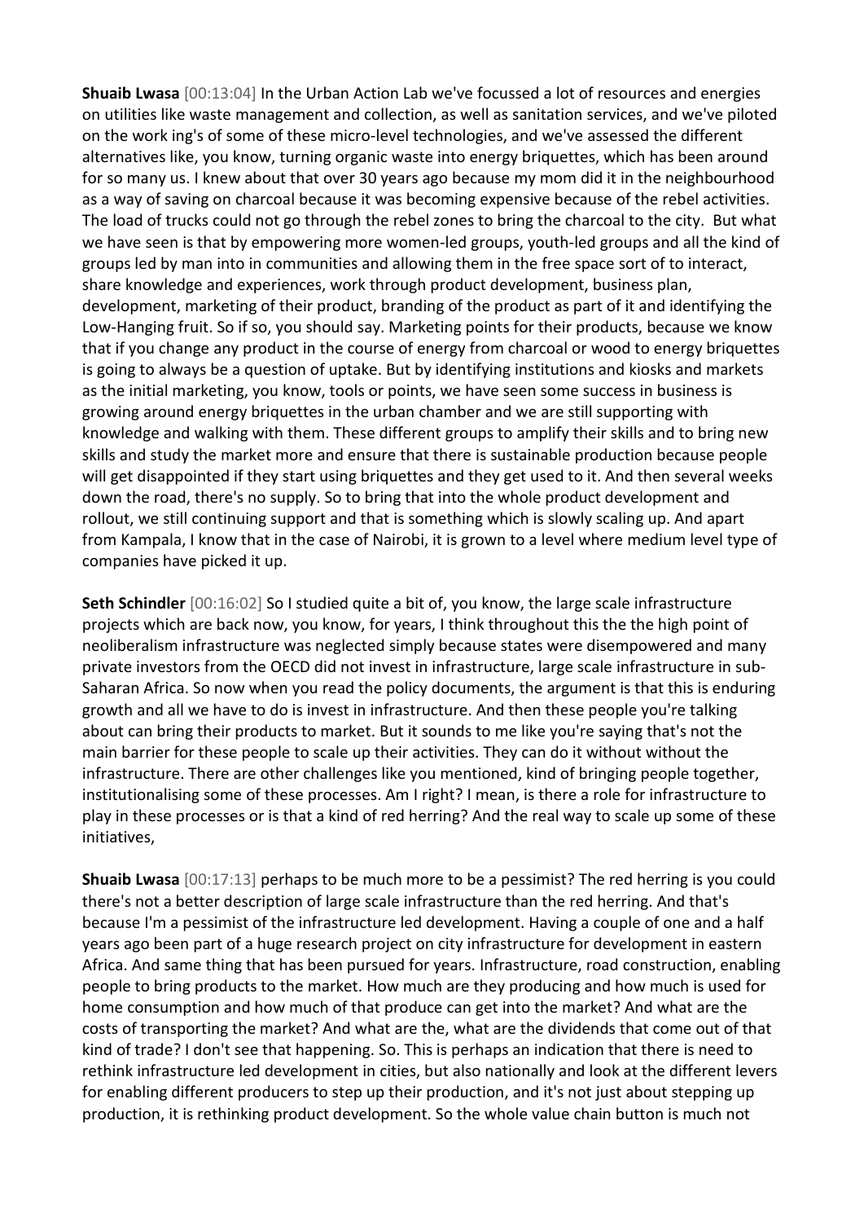**Shuaib Lwasa** [00:13:04] In the Urban Action Lab we've focussed a lot of resources and energies on utilities like waste management and collection, as well as sanitation services, and we've piloted on the work ing's of some of these micro-level technologies, and we've assessed the different alternatives like, you know, turning organic waste into energy briquettes, which has been around for so many us. I knew about that over 30 years ago because my mom did it in the neighbourhood as a way of saving on charcoal because it was becoming expensive because of the rebel activities. The load of trucks could not go through the rebel zones to bring the charcoal to the city. But what we have seen is that by empowering more women-led groups, youth-led groups and all the kind of groups led by man into in communities and allowing them in the free space sort of to interact, share knowledge and experiences, work through product development, business plan, development, marketing of their product, branding of the product as part of it and identifying the Low-Hanging fruit. So if so, you should say. Marketing points for their products, because we know that if you change any product in the course of energy from charcoal or wood to energy briquettes is going to always be a question of uptake. But by identifying institutions and kiosks and markets as the initial marketing, you know, tools or points, we have seen some success in business is growing around energy briquettes in the urban chamber and we are still supporting with knowledge and walking with them. These different groups to amplify their skills and to bring new skills and study the market more and ensure that there is sustainable production because people will get disappointed if they start using briquettes and they get used to it. And then several weeks down the road, there's no supply. So to bring that into the whole product development and rollout, we still continuing support and that is something which is slowly scaling up. And apart from Kampala, I know that in the case of Nairobi, it is grown to a level where medium level type of companies have picked it up.

**Seth Schindler** [00:16:02] So I studied quite a bit of, you know, the large scale infrastructure projects which are back now, you know, for years, I think throughout this the the high point of neoliberalism infrastructure was neglected simply because states were disempowered and many private investors from the OECD did not invest in infrastructure, large scale infrastructure in sub-Saharan Africa. So now when you read the policy documents, the argument is that this is enduring growth and all we have to do is invest in infrastructure. And then these people you're talking about can bring their products to market. But it sounds to me like you're saying that's not the main barrier for these people to scale up their activities. They can do it without without the infrastructure. There are other challenges like you mentioned, kind of bringing people together, institutionalising some of these processes. Am I right? I mean, is there a role for infrastructure to play in these processes or is that a kind of red herring? And the real way to scale up some of these initiatives,

**Shuaib Lwasa** [00:17:13] perhaps to be much more to be a pessimist? The red herring is you could there's not a better description of large scale infrastructure than the red herring. And that's because I'm a pessimist of the infrastructure led development. Having a couple of one and a half years ago been part of a huge research project on city infrastructure for development in eastern Africa. And same thing that has been pursued for years. Infrastructure, road construction, enabling people to bring products to the market. How much are they producing and how much is used for home consumption and how much of that produce can get into the market? And what are the costs of transporting the market? And what are the, what are the dividends that come out of that kind of trade? I don't see that happening. So. This is perhaps an indication that there is need to rethink infrastructure led development in cities, but also nationally and look at the different levers for enabling different producers to step up their production, and it's not just about stepping up production, it is rethinking product development. So the whole value chain button is much not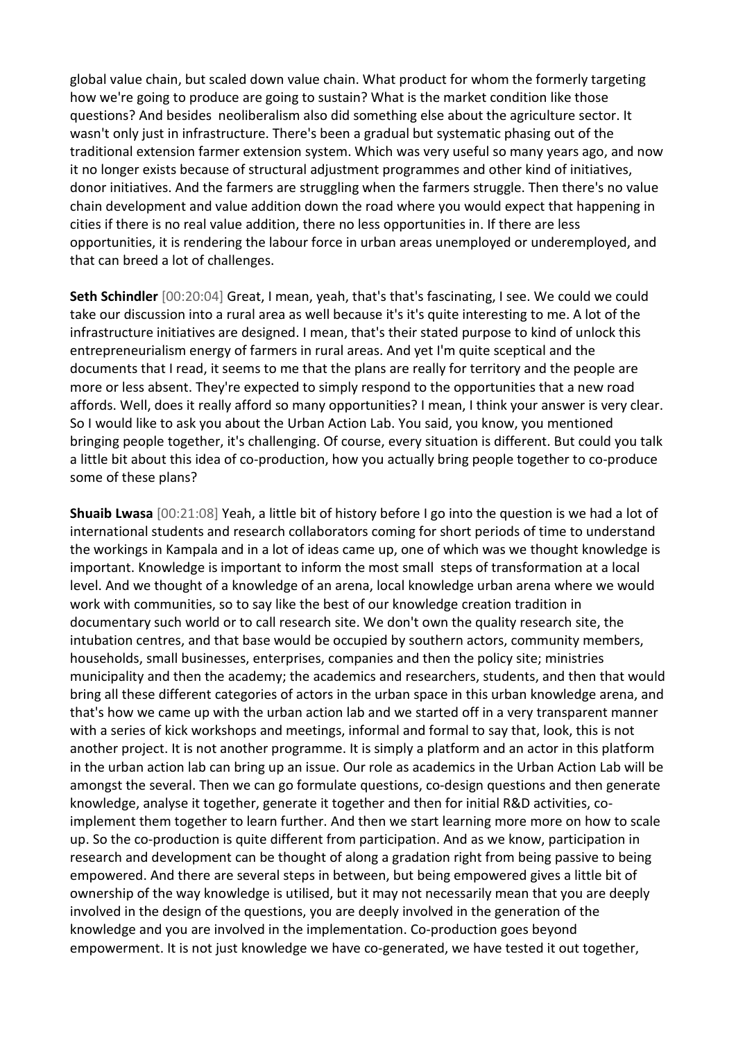global value chain, but scaled down value chain. What product for whom the formerly targeting how we're going to produce are going to sustain? What is the market condition like those questions? And besides  neoliberalism also did something else about the agriculture sector. It wasn't only just in infrastructure. There's been a gradual but systematic phasing out of the traditional extension farmer extension system. Which was very useful so many years ago, and now it no longer exists because of structural adjustment programmes and other kind of initiatives, donor initiatives. And the farmers are struggling when the farmers struggle. Then there's no value chain development and value addition down the road where you would expect that happening in cities if there is no real value addition, there no less opportunities in. If there are less opportunities, it is rendering the labour force in urban areas unemployed or underemployed, and that can breed a lot of challenges.

**Seth Schindler** [00:20:04] Great, I mean, yeah, that's that's fascinating, I see. We could we could take our discussion into a rural area as well because it's it's quite interesting to me. A lot of the infrastructure initiatives are designed. I mean, that's their stated purpose to kind of unlock this entrepreneurialism energy of farmers in rural areas. And yet I'm quite sceptical and the documents that I read, it seems to me that the plans are really for territory and the people are more or less absent. They're expected to simply respond to the opportunities that a new road affords. Well, does it really afford so many opportunities? I mean, I think your answer is very clear. So I would like to ask you about the Urban Action Lab. You said, you know, you mentioned bringing people together, it's challenging. Of course, every situation is different. But could you talk a little bit about this idea of co-production, how you actually bring people together to co-produce some of these plans?

**Shuaib Lwasa** [00:21:08] Yeah, a little bit of history before I go into the question is we had a lot of international students and research collaborators coming for short periods of time to understand the workings in Kampala and in a lot of ideas came up, one of which was we thought knowledge is important. Knowledge is important to inform the most small  steps of transformation at a local level. And we thought of a knowledge of an arena, local knowledge urban arena where we would work with communities, so to say like the best of our knowledge creation tradition in documentary such world or to call research site. We don't own the quality research site, the intubation centres, and that base would be occupied by southern actors, community members, households, small businesses, enterprises, companies and then the policy site; ministries municipality and then the academy; the academics and researchers, students, and then that would bring all these different categories of actors in the urban space in this urban knowledge arena, and that's how we came up with the urban action lab and we started off in a very transparent manner with a series of kick workshops and meetings, informal and formal to say that, look, this is not another project. It is not another programme. It is simply a platform and an actor in this platform in the urban action lab can bring up an issue. Our role as academics in the Urban Action Lab will be amongst the several. Then we can go formulate questions, co-design questions and then generate knowledge, analyse it together, generate it together and then for initial R&D activities, co-implement them together to learn further. And then we start learning more more on how to scale up. So the co-production is quite different from participation. And as we know, participation in research and development can be thought of along a gradation right from being passive to being empowered. And there are several steps in between, but being empowered gives a little bit of ownership of the way knowledge is utilised, but it may not necessarily mean that you are deeply involved in the design of the questions, you are deeply involved in the generation of the knowledge and you are involved in the implementation. Co-production goes beyond empowerment. It is not just knowledge we have co-generated, we have tested it out together,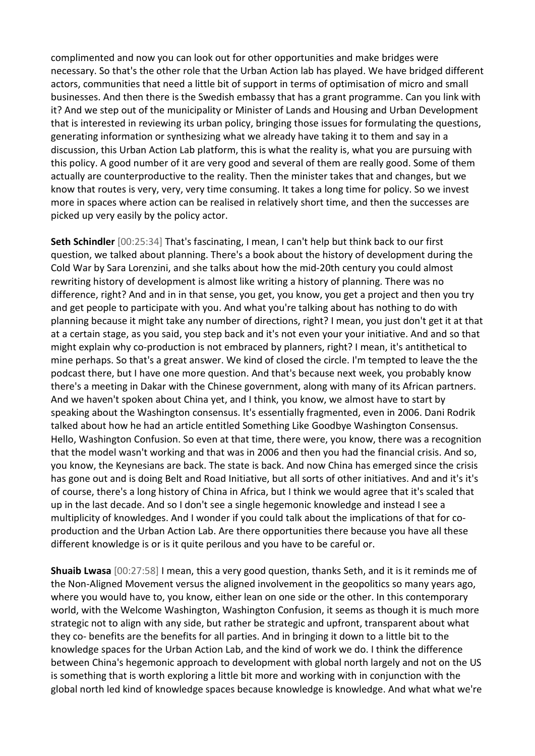complimented and now you can look out for other opportunities and make bridges were necessary. So that's the other role that the Urban Action lab has played. We have bridged different actors, communities that need a little bit of support in terms of optimisation of micro and small businesses. And then there is the Swedish embassy that has a grant programme. Can you link with it? And we step out of the municipality or Minister of Lands and Housing and Urban Development that is interested in reviewing its urban policy, bringing those issues for formulating the questions, generating information or synthesizing what we already have taking it to them and say in a discussion, this Urban Action Lab platform, this is what the reality is, what you are pursuing with this policy. A good number of it are very good and several of them are really good. Some of them actually are counterproductive to the reality. Then the minister takes that and changes, but we know that routes is very, very, very time consuming. It takes a long time for policy. So we invest more in spaces where action can be realised in relatively short time, and then the successes are picked up very easily by the policy actor.

**Seth Schindler** [00:25:34] That's fascinating, I mean, I can't help but think back to our first question, we talked about planning. There's a book about the history of development during the Cold War by Sara Lorenzini, and she talks about how the mid-20th century you could almost rewriting history of development is almost like writing a history of planning. There was no difference, right? And and in in that sense, you get, you know, you get a project and then you try and get people to participate with you. And what you're talking about has nothing to do with planning because it might take any number of directions, right? I mean, you just don't get it at that at a certain stage, as you said, you step back and it's not even your your initiative. And and so that might explain why co-production is not embraced by planners, right? I mean, it's antithetical to mine perhaps. So that's a great answer. We kind of closed the circle. I'm tempted to leave the the podcast there, but I have one more question. And that's because next week, you probably know there's a meeting in Dakar with the Chinese government, along with many of its African partners. And we haven't spoken about China yet, and I think, you know, we almost have to start by speaking about the Washington consensus. It's essentially fragmented, even in 2006. Dani Rodrik talked about how he had an article entitled Something Like Goodbye Washington Consensus. Hello, Washington Confusion. So even at that time, there were, you know, there was a recognition that the model wasn't working and that was in 2006 and then you had the financial crisis. And so, you know, the Keynesians are back. The state is back. And now China has emerged since the crisis has gone out and is doing Belt and Road Initiative, but all sorts of other initiatives. And and it's it's of course, there's a long history of China in Africa, but I think we would agree that it's scaled that up in the last decade. And so I don't see a single hegemonic knowledge and instead I see a multiplicity of knowledges. And I wonder if you could talk about the implications of that for co-production and the Urban Action Lab. Are there opportunities there because you have all these different knowledge is or is it quite perilous and you have to be careful or.

**Shuaib Lwasa** [00:27:58] I mean, this a very good question, thanks Seth, and it is it reminds me of the Non-Aligned Movement versus the aligned involvement in the geopolitics so many years ago, where you would have to, you know, either lean on one side or the other. In this contemporary world, with the Welcome Washington, Washington Confusion, it seems as though it is much more strategic not to align with any side, but rather be strategic and upfront, transparent about what they co- benefits are the benefits for all parties. And in bringing it down to a little bit to the knowledge spaces for the Urban Action Lab, and the kind of work we do. I think the difference between China's hegemonic approach to development with global north largely and not on the US is something that is worth exploring a little bit more and working with in conjunction with the global north led kind of knowledge spaces because knowledge is knowledge. And what what we're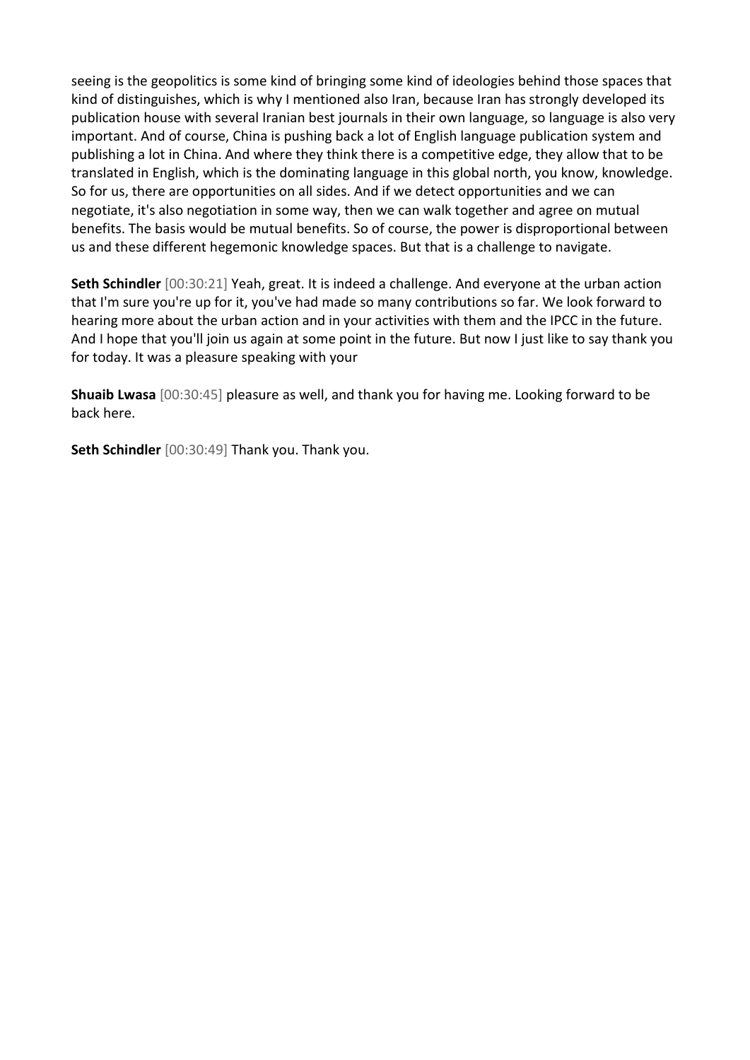seeing is the geopolitics is some kind of bringing some kind of ideologies behind those spaces that kind of distinguishes, which is why I mentioned also Iran, because Iran has strongly developed its publication house with several Iranian best journals in their own language, so language is also very important. And of course, China is pushing back a lot of English language publication system and publishing a lot in China. And where they think there is a competitive edge, they allow that to be translated in English, which is the dominating language in this global north, you know, knowledge. So for us, there are opportunities on all sides. And if we detect opportunities and we can negotiate, it's also negotiation in some way, then we can walk together and agree on mutual benefits. The basis would be mutual benefits. So of course, the power is disproportional between us and these different hegemonic knowledge spaces. But that is a challenge to navigate.

**Seth Schindler** [00:30:21] Yeah, great. It is indeed a challenge. And everyone at the urban action that I'm sure you're up for it, you've had made so many contributions so far. We look forward to hearing more about the urban action and in your activities with them and the IPCC in the future. And I hope that you'll join us again at some point in the future. But now I just like to say thank you for today. It was a pleasure speaking with your

**Shuaib Lwasa** [00:30:45] pleasure as well, and thank you for having me. Looking forward to be back here.

**Seth Schindler** [00:30:49] Thank you. Thank you.